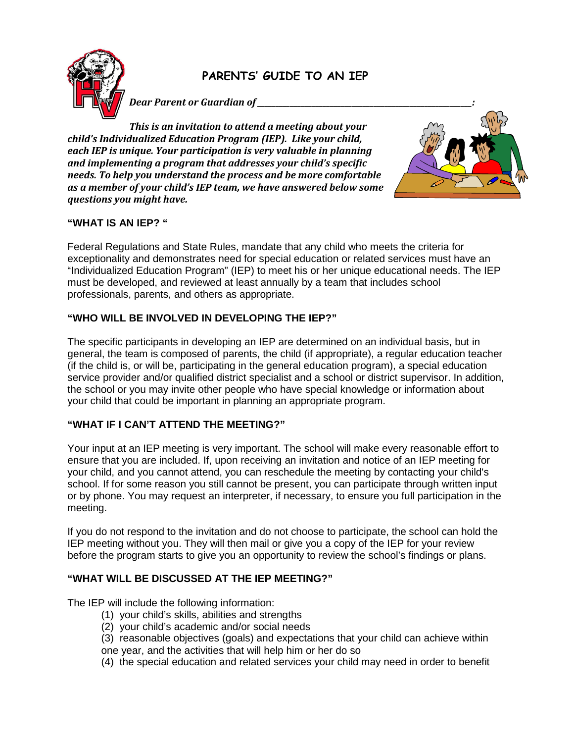# PARENTS' GUIDE TO AN IEP

***Dear Parent or Guardian of _______________________________________________:***

***This is an invitation to attend a meeting about your child's Individualized Education Program (IEP). Like your child, each IEP is unique. Your participation is very valuable in planning and implementing a program that addresses your child's specific needs. To help you understand the process and be more comfortable as a member of your child's IEP team, we have answered below some questions you might have.***

### "WHAT IS AN IEP? "

Federal Regulations and State Rules, mandate that any child who meets the criteria for exceptionality and demonstrates need for special education or related services must have an "Individualized Education Program" (IEP) to meet his or her unique educational needs. The IEP must be developed, and reviewed at least annually by a team that includes school professionals, parents, and others as appropriate.

### "WHO WILL BE INVOLVED IN DEVELOPING THE IEP?"

The specific participants in developing an IEP are determined on an individual basis, but in general, the team is composed of parents, the child (if appropriate), a regular education teacher (if the child is, or will be, participating in the general education program), a special education service provider and/or qualified district specialist and a school or district supervisor. In addition, the school or you may invite other people who have special knowledge or information about your child that could be important in planning an appropriate program.

### "WHAT IF I CAN'T ATTEND THE MEETING?"

Your input at an IEP meeting is very important. The school will make every reasonable effort to ensure that you are included. If, upon receiving an invitation and notice of an IEP meeting for your child, and you cannot attend, you can reschedule the meeting by contacting your child's school. If for some reason you still cannot be present, you can participate through written input or by phone. You may request an interpreter, if necessary, to ensure you full participation in the meeting.

If you do not respond to the invitation and do not choose to participate, the school can hold the IEP meeting without you. They will then mail or give you a copy of the IEP for your review before the program starts to give you an opportunity to review the school's findings or plans.

### "WHAT WILL BE DISCUSSED AT THE IEP MEETING?"

The IEP will include the following information:

(1) your child's skills, abilities and strengths
(2) your child's academic and/or social needs
(3) reasonable objectives (goals) and expectations that your child can achieve within one year, and the activities that will help him or her do so
(4) the special education and related services your child may need in order to benefit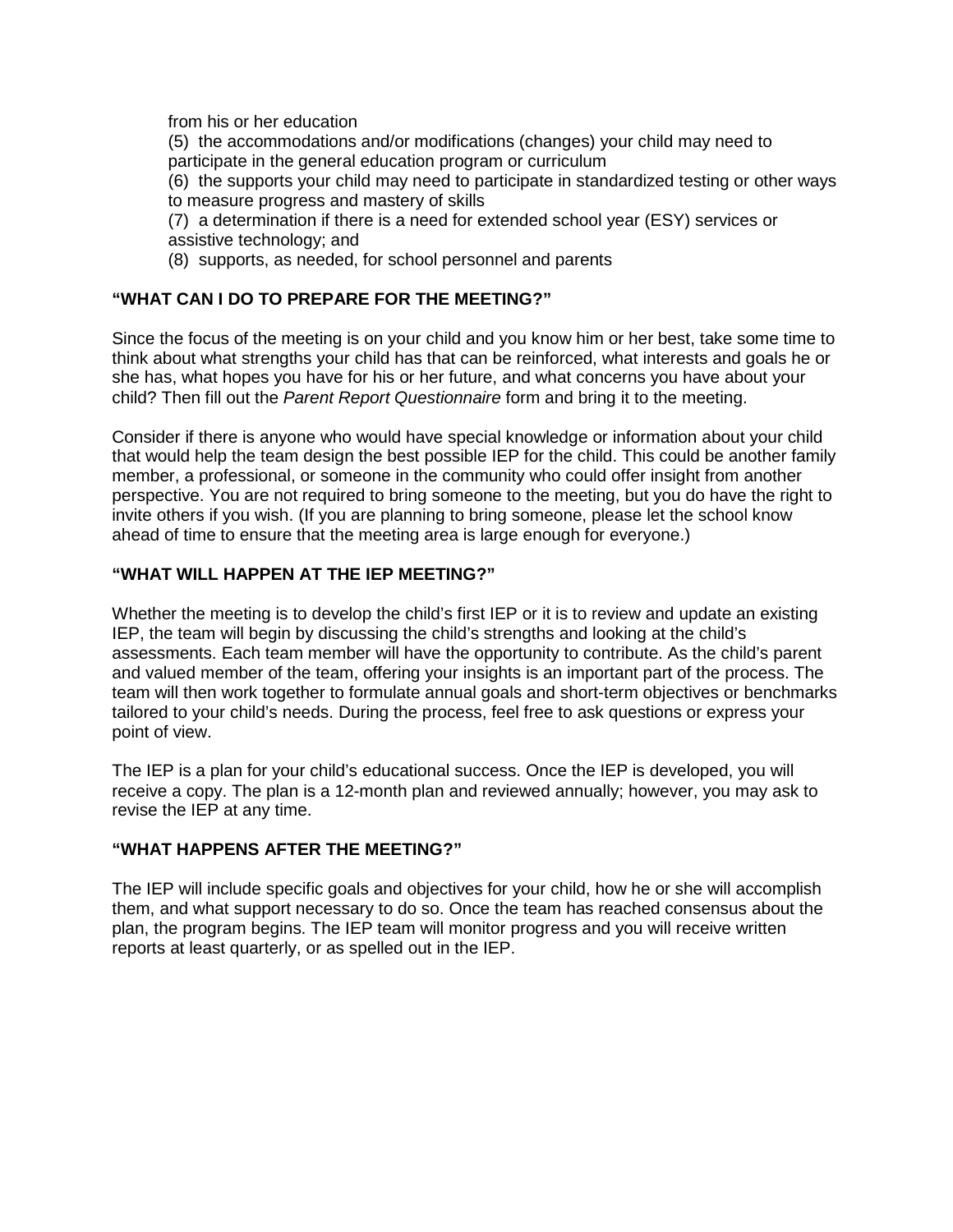from his or her education

(5) the accommodations and/or modifications (changes) your child may need to participate in the general education program or curriculum

(6) the supports your child may need to participate in standardized testing or other ways to measure progress and mastery of skills

(7) a determination if there is a need for extended school year (ESY) services or assistive technology; and

(8) supports, as needed, for school personnel and parents

**"WHAT CAN I DO TO PREPARE FOR THE MEETING?"**

Since the focus of the meeting is on your child and you know him or her best, take some time to think about what strengths your child has that can be reinforced, what interests and goals he or she has, what hopes you have for his or her future, and what concerns you have about your child? Then fill out the *Parent Report Questionnaire* form and bring it to the meeting.

Consider if there is anyone who would have special knowledge or information about your child that would help the team design the best possible IEP for the child. This could be another family member, a professional, or someone in the community who could offer insight from another perspective. You are not required to bring someone to the meeting, but you do have the right to invite others if you wish. (If you are planning to bring someone, please let the school know ahead of time to ensure that the meeting area is large enough for everyone.)

**"WHAT WILL HAPPEN AT THE IEP MEETING?"**

Whether the meeting is to develop the child's first IEP or it is to review and update an existing IEP, the team will begin by discussing the child's strengths and looking at the child's assessments. Each team member will have the opportunity to contribute. As the child's parent and valued member of the team, offering your insights is an important part of the process. The team will then work together to formulate annual goals and short-term objectives or benchmarks tailored to your child's needs. During the process, feel free to ask questions or express your point of view.

The IEP is a plan for your child's educational success. Once the IEP is developed, you will receive a copy. The plan is a 12-month plan and reviewed annually; however, you may ask to revise the IEP at any time.

**"WHAT HAPPENS AFTER THE MEETING?"**

The IEP will include specific goals and objectives for your child, how he or she will accomplish them, and what support necessary to do so. Once the team has reached consensus about the plan, the program begins. The IEP team will monitor progress and you will receive written reports at least quarterly, or as spelled out in the IEP.